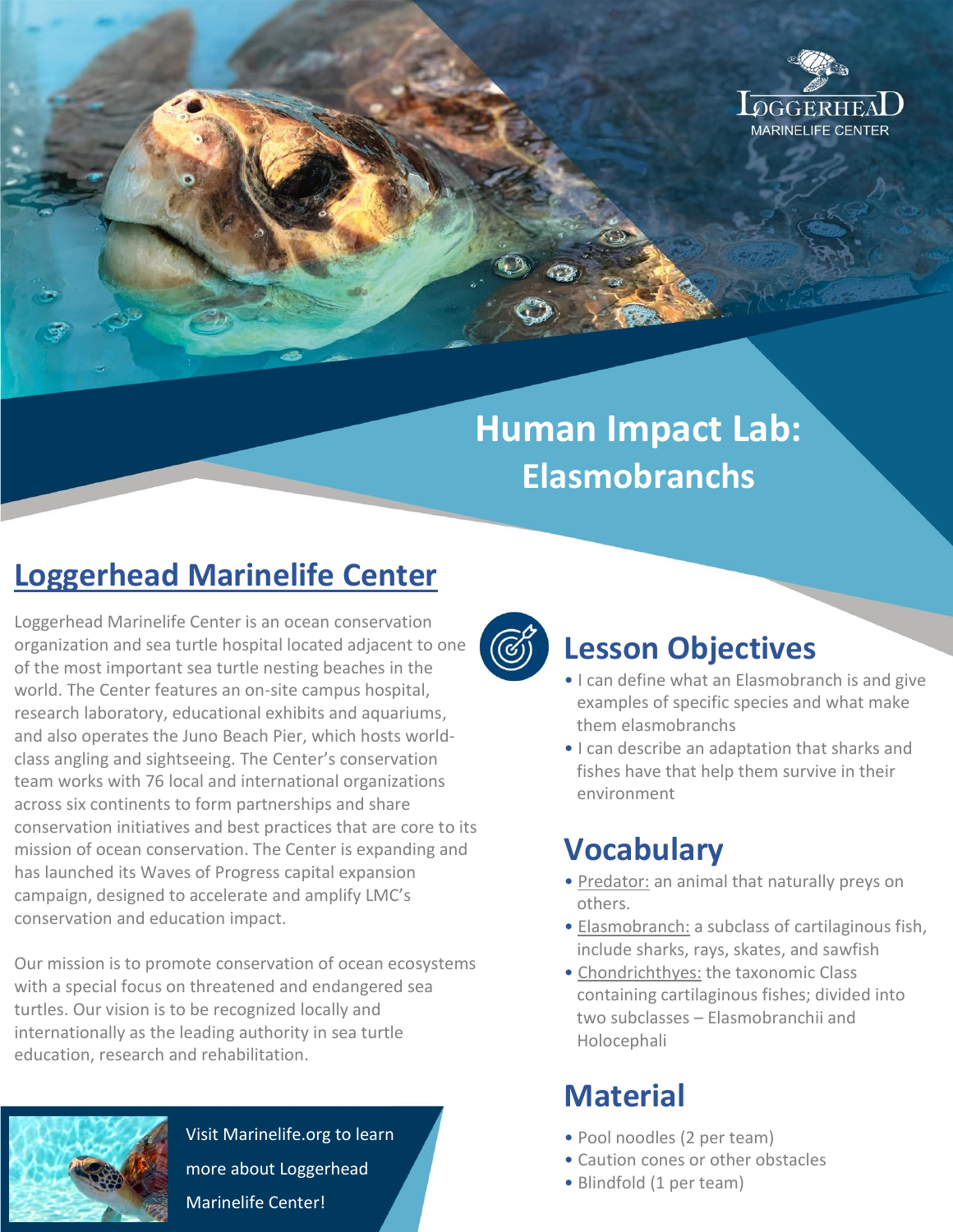# Human Impact Lab: Elasmobranchs

## Loggerhead Marinelife Center

Loggerhead Marinelife Center is an ocean conservation organization and sea turtle hospital located adjacent to one of the most important sea turtle nesting beaches in the world. The Center features an on-site campus hospital, research laboratory, educational exhibits and aquariums, and also operates the Juno Beach Pier, which hosts world-class angling and sightseeing. The Center's conservation team works with 76 local and international organizations across six continents to form partnerships and share conservation initiatives and best practices that are core to its mission of ocean conservation. The Center is expanding and has launched its Waves of Progress capital expansion campaign, designed to accelerate and amplify LMC's conservation and education impact.

Our mission is to promote conservation of ocean ecosystems with a special focus on threatened and endangered sea turtles. Our vision is to be recognized locally and internationally as the leading authority in sea turtle education, research and rehabilitation.

Visit Marinelife.org to learn more about Loggerhead Marinelife Center!

## Lesson Objectives

- I can define what an Elasmobranch is and give examples of specific species and what make them elasmobranchs
- I can describe an adaptation that sharks and fishes have that help them survive in their environment

## Vocabulary

- Predator: an animal that naturally preys on others.
- Elasmobranch: a subclass of cartilaginous fish, include sharks, rays, skates, and sawfish
- Chondrichthyes: the taxonomic Class containing cartilaginous fishes; divided into two subclasses – Elasmobranchii and Holocephali

## Material

- Pool noodles (2 per team)
- Caution cones or other obstacles
- Blindfold (1 per team)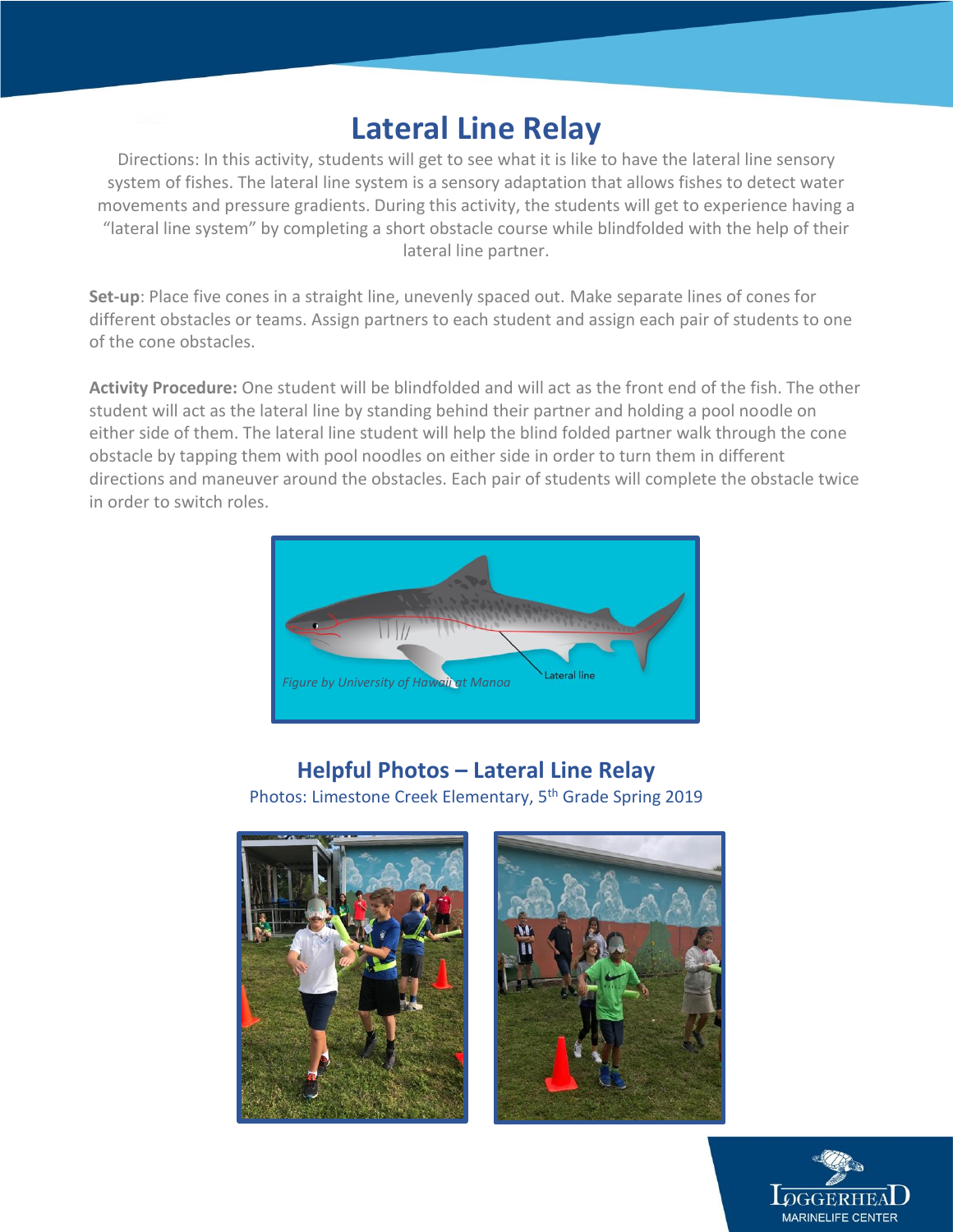# Lateral Line Relay

Directions: In this activity, students will get to see what it is like to have the lateral line sensory system of fishes. The lateral line system is a sensory adaptation that allows fishes to detect water movements and pressure gradients. During this activity, the students will get to experience having a "lateral line system" by completing a short obstacle course while blindfolded with the help of their lateral line partner.

**Set-up**: Place five cones in a straight line, unevenly spaced out. Make separate lines of cones for different obstacles or teams. Assign partners to each student and assign each pair of students to one of the cone obstacles.

**Activity Procedure:** One student will be blindfolded and will act as the front end of the fish. The other student will act as the lateral line by standing behind their partner and holding a pool noodle on either side of them. The lateral line student will help the blind folded partner walk through the cone obstacle by tapping them with pool noodles on either side in order to turn them in different directions and maneuver around the obstacles. Each pair of students will complete the obstacle twice in order to switch roles.

Lateral line

*Figure by University of Hawaii at Manoa*

## Helpful Photos – Lateral Line Relay

Photos: Limestone Creek Elementary, 5th Grade Spring 2019